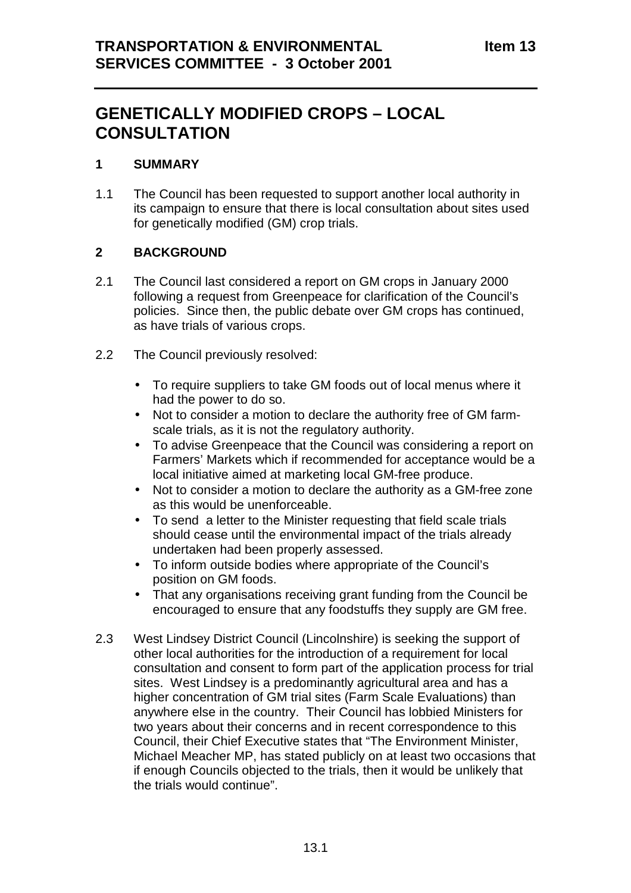# GENETICALLY MODIFIED CROPS – LOCAL CONSULTATION

## 1 SUMMARY

1.1 The Council has been requested to support another local authority in its campaign to ensure that there is local consultation about sites used for genetically modified (GM) crop trials.

## 2 BACKGROUND

2.1 The Council last considered a report on GM crops in January 2000 following a request from Greenpeace for clarification of the Council's policies. Since then, the public debate over GM crops has continued, as have trials of various crops.

2.2 The Council previously resolved:

- To require suppliers to take GM foods out of local menus where it had the power to do so.
- Not to consider a motion to declare the authority free of GM farm-scale trials, as it is not the regulatory authority.
- To advise Greenpeace that the Council was considering a report on Farmers' Markets which if recommended for acceptance would be a local initiative aimed at marketing local GM-free produce.
- Not to consider a motion to declare the authority as a GM-free zone as this would be unenforceable.
- To send a letter to the Minister requesting that field scale trials should cease until the environmental impact of the trials already undertaken had been properly assessed.
- To inform outside bodies where appropriate of the Council's position on GM foods.
- That any organisations receiving grant funding from the Council be encouraged to ensure that any foodstuffs they supply are GM free.

2.3 West Lindsey District Council (Lincolnshire) is seeking the support of other local authorities for the introduction of a requirement for local consultation and consent to form part of the application process for trial sites. West Lindsey is a predominantly agricultural area and has a higher concentration of GM trial sites (Farm Scale Evaluations) than anywhere else in the country. Their Council has lobbied Ministers for two years about their concerns and in recent correspondence to this Council, their Chief Executive states that "The Environment Minister, Michael Meacher MP, has stated publicly on at least two occasions that if enough Councils objected to the trials, then it would be unlikely that the trials would continue".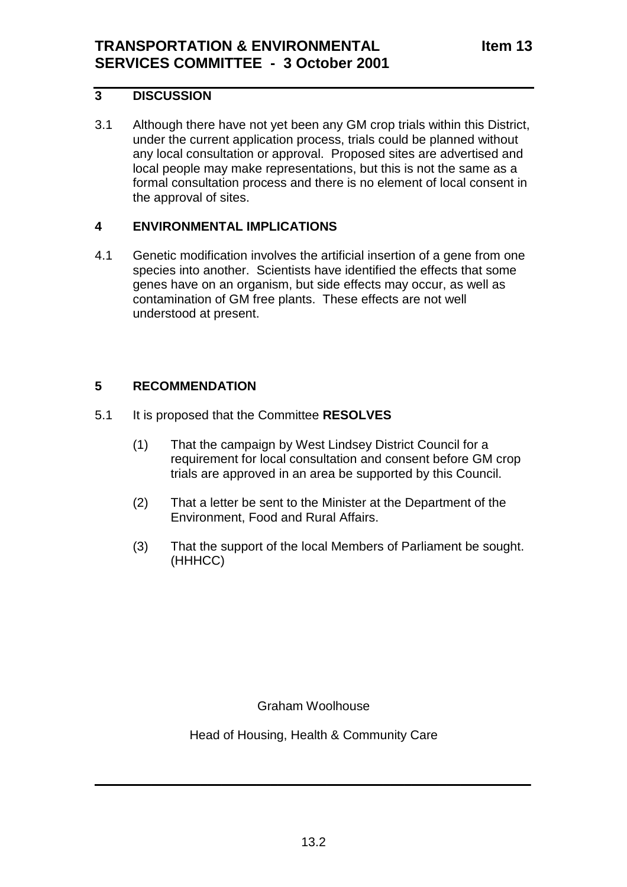## 3 DISCUSSION

3.1 Although there have not yet been any GM crop trials within this District, under the current application process, trials could be planned without any local consultation or approval. Proposed sites are advertised and local people may make representations, but this is not the same as a formal consultation process and there is no element of local consent in the approval of sites.

## 4 ENVIRONMENTAL IMPLICATIONS

4.1 Genetic modification involves the artificial insertion of a gene from one species into another. Scientists have identified the effects that some genes have on an organism, but side effects may occur, as well as contamination of GM free plants. These effects are not well understood at present.

## 5 RECOMMENDATION

5.1 It is proposed that the Committee **RESOLVES**

(1) That the campaign by West Lindsey District Council for a requirement for local consultation and consent before GM crop trials are approved in an area be supported by this Council.

(2) That a letter be sent to the Minister at the Department of the Environment, Food and Rural Affairs.

(3) That the support of the local Members of Parliament be sought. (HHHCC)

Graham Woolhouse

Head of Housing, Health & Community Care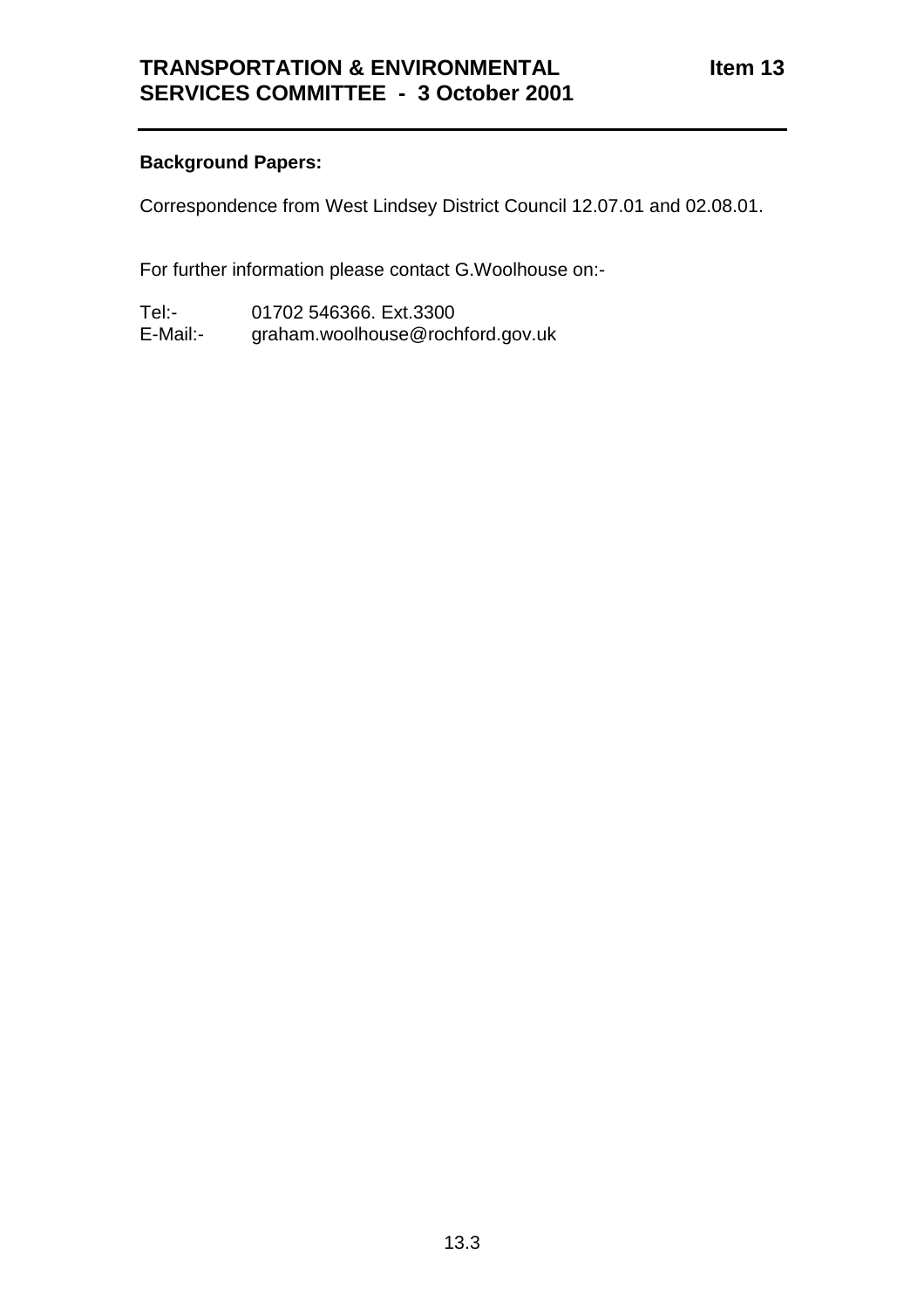**Background Papers:**

Correspondence from West Lindsey District Council 12.07.01 and 02.08.01.

For further information please contact G.Woolhouse on:-

Tel:- 01702 546366. Ext.3300
E-Mail:- graham.woolhouse@rochford.gov.uk